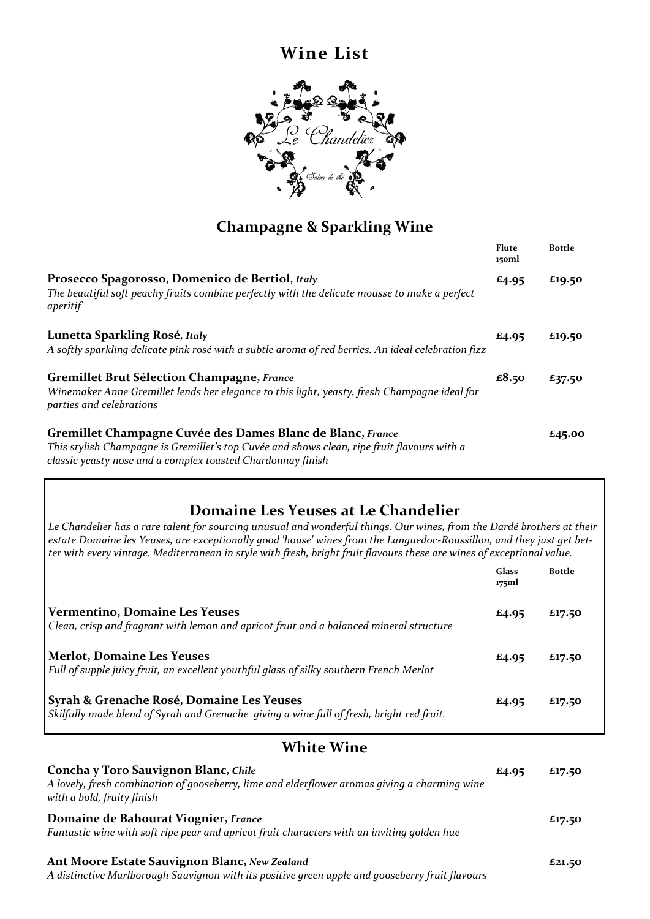# Wine List

## Champagne & Sparkling Wine

| | Flute 150ml | Bottle |
|---|---|---|
| **Prosecco Spagorosso, Domenico de Bertiol,** ***Italy***<br>*The beautiful soft peachy fruits combine perfectly with the delicate mousse to make a perfect aperitif* | £4.95 | £19.50 |
| **Lunetta Sparkling Rosé,** ***Italy***<br>*A softly sparkling delicate pink rosé with a subtle aroma of red berries. An ideal celebration fizz* | £4.95 | £19.50 |
| **Gremillet Brut Sélection Champagne,** ***France***<br>*Winemaker Anne Gremillet lends her elegance to this light, yeasty, fresh Champagne ideal for parties and celebrations* | £8.50 | £37.50 |
| **Gremillet Champagne Cuvée des Dames Blanc de Blanc,** ***France***<br>*This stylish Champagne is Gremillet's top Cuvée and shows clean, ripe fruit flavours with a classic yeasty nose and a complex toasted Chardonnay finish* | | £45.00 |

## Domaine Les Yeuses at Le Chandelier

*Le Chandelier has a rare talent for sourcing unusual and wonderful things. Our wines, from the Dardé brothers at their estate Domaine les Yeuses, are exceptionally good 'house' wines from the Languedoc-Roussillon, and they just get better with every vintage. Mediterranean in style with fresh, bright fruit flavours these are wines of exceptional value.*

| | Glass 175ml | Bottle |
|---|---|---|
| **Vermentino, Domaine Les Yeuses**<br>*Clean, crisp and fragrant with lemon and apricot fruit and a balanced mineral structure* | £4.95 | £17.50 |
| **Merlot, Domaine Les Yeuses**<br>*Full of supple juicy fruit, an excellent youthful glass of silky southern French Merlot* | £4.95 | £17.50 |
| **Syrah & Grenache Rosé, Domaine Les Yeuses**<br>*Skilfully made blend of Syrah and Grenache giving a wine full of fresh, bright red fruit.* | £4.95 | £17.50 |

## White Wine

| | Glass 175ml | Bottle |
|---|---|---|
| **Concha y Toro Sauvignon Blanc,** ***Chile***<br>*A lovely, fresh combination of gooseberry, lime and elderflower aromas giving a charming wine with a bold, fruity finish* | £4.95 | £17.50 |
| **Domaine de Bahourat Viognier,** ***France***<br>*Fantastic wine with soft ripe pear and apricot fruit characters with an inviting golden hue* | | £17.50 |
| **Ant Moore Estate Sauvignon Blanc,** ***New Zealand***<br>*A distinctive Marlborough Sauvignon with its positive green apple and gooseberry fruit flavours* | | £21.50 |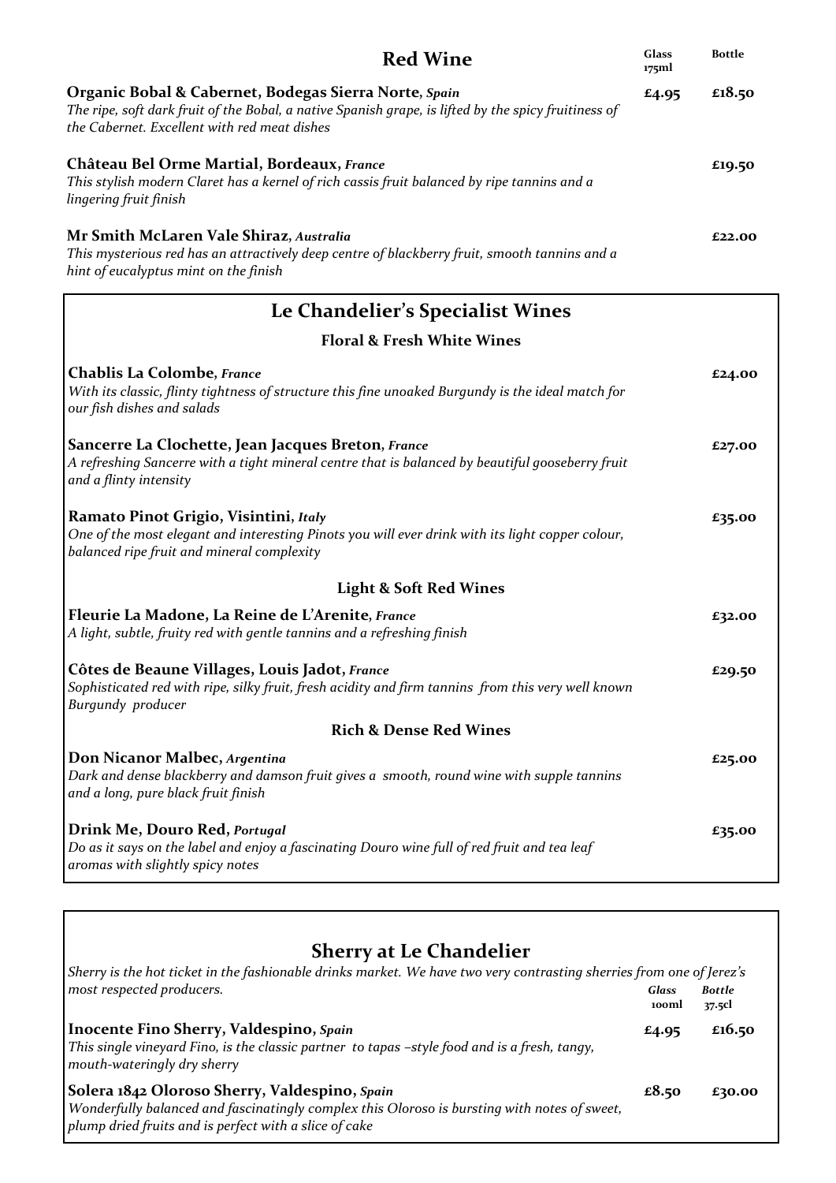## Red Wine

| | Glass 175ml | Bottle |
|---|---|---|
| **Organic Bobal & Cabernet, Bodegas Sierra Norte,** ***Spain*** *The ripe, soft dark fruit of the Bobal, a native Spanish grape, is lifted by the spicy fruitiness of the Cabernet. Excellent with red meat dishes* | £4.95 | £18.50 |
| **Château Bel Orme Martial, Bordeaux,** ***France*** *This stylish modern Claret has a kernel of rich cassis fruit balanced by ripe tannins and a lingering fruit finish* | | £19.50 |
| **Mr Smith McLaren Vale Shiraz,** ***Australia*** *This mysterious red has an attractively deep centre of blackberry fruit, smooth tannins and a hint of eucalyptus mint on the finish* | | £22.00 |

## Le Chandelier's Specialist Wines

### Floral & Fresh White Wines

**Chablis La Colombe,** ***France*** — £24.00
*With its classic, flinty tightness of structure this fine unoaked Burgundy is the ideal match for our fish dishes and salads*

**Sancerre La Clochette, Jean Jacques Breton,** ***France*** — £27.00
*A refreshing Sancerre with a tight mineral centre that is balanced by beautiful gooseberry fruit and a flinty intensity*

**Ramato Pinot Grigio, Visintini,** ***Italy*** — £35.00
*One of the most elegant and interesting Pinots you will ever drink with its light copper colour, balanced ripe fruit and mineral complexity*

### Light & Soft Red Wines

**Fleurie La Madone, La Reine de L'Arenite,** ***France*** — £32.00
*A light, subtle, fruity red with gentle tannins and a refreshing finish*

**Côtes de Beaune Villages, Louis Jadot,** ***France*** — £29.50
*Sophisticated red with ripe, silky fruit, fresh acidity and firm tannins from this very well known Burgundy producer*

### Rich & Dense Red Wines

**Don Nicanor Malbec,** ***Argentina*** — £25.00
*Dark and dense blackberry and damson fruit gives a smooth, round wine with supple tannins and a long, pure black fruit finish*

**Drink Me, Douro Red,** ***Portugal*** — £35.00
*Do as it says on the label and enjoy a fascinating Douro wine full of red fruit and tea leaf aromas with slightly spicy notes*

## Sherry at Le Chandelier

*Sherry is the hot ticket in the fashionable drinks market. We have two very contrasting sherries from one of Jerez's most respected producers.*

| | *Glass 100ml* | *Bottle 37.5cl* |
|---|---|---|
| **Inocente Fino Sherry, Valdespino,** ***Spain*** *This single vineyard Fino, is the classic partner to tapas –style food and is a fresh, tangy, mouth-wateringly dry sherry* | £4.95 | £16.50 |
| **Solera 1842 Oloroso Sherry, Valdespino,** ***Spain*** *Wonderfully balanced and fascinatingly complex this Oloroso is bursting with notes of sweet, plump dried fruits and is perfect with a slice of cake* | £8.50 | £30.00 |